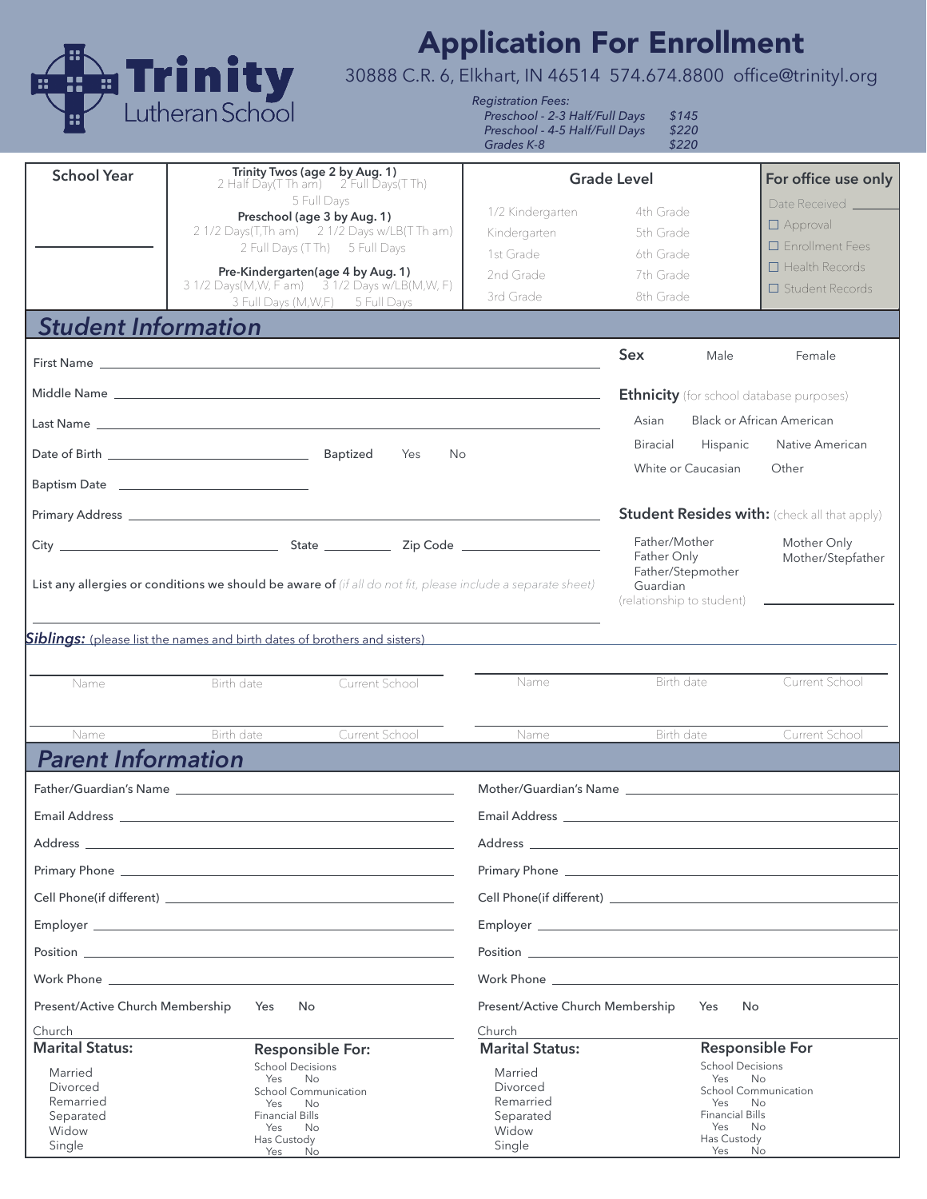# Trinity Lutheran School

# Application For Enrollment

30888 C.R. 6, Elkhart, IN 46514 574.674.8800 office@trinityl.org

*Registration Fees:*

| | |
|---|---|
| *Preschool - 2-3 Half/Full Days* | *$145* |
| *Preschool - 4-5 Half/Full Days* | *$220* |
| *Grades K-8* | *$220* |

| School Year | Program | Grade Level | | For office use only |
|---|---|---|---|---|
| ______________ | **Trinity Twos (age 2 by Aug. 1)** 2 Half Day(T Th am) 2 Full Days(T Th) 5 Full Days | 1/2 Kindergarten | 4th Grade | Date Received ________ |
| | **Preschool (age 3 by Aug. 1)** 2 1/2 Days(T,Th am) 2 1/2 Days w/LB(T Th am) 2 Full Days (T Th) 5 Full Days | Kindergarten | 5th Grade | ☐ Approval |
| | | 1st Grade | 6th Grade | ☐ Enrollment Fees |
| | **Pre-Kindergarten(age 4 by Aug. 1)** 3 1/2 Days(M,W, F am) 3 1/2 Days w/LB(M,W, F) 3 Full Days (M,W,F) 5 Full Days | 2nd Grade | 7th Grade | ☐ Health Records |
| | | 3rd Grade | 8th Grade | ☐ Student Records |

## *Student Information*

First Name ____________________

Middle Name ____________________

Last Name ____________________

Date of Birth ____________________ Baptized Yes No

Baptism Date ____________________

Primary Address ____________________

City ____________________ State __________ Zip Code ____________________

List any allergies or conditions we should be aware of *(if all do not fit, please include a separate sheet)*

____________________

**Sex** Male Female

**Ethnicity** (for school database purposes)

Asian Black or African American

Biracial Hispanic Native American

White or Caucasian Other

**Student Resides with:** (check all that apply)

Father/Mother Mother Only
Father Only Mother/Stepfather
Father/Stepmother
Guardian
(relationship to student) ____________

***Siblings:*** (please list the names and birth dates of brothers and sisters)

| Name | Birth date | Current School | Name | Birth date | Current School |
|---|---|---|---|---|---|
| | | | | | |
| | | | | | |

## *Parent Information*

| Father/Guardian | Mother/Guardian |
|---|---|
| Father/Guardian's Name ____________ | Mother/Guardian's Name ____________ |
| Email Address ____________ | Email Address ____________ |
| Address ____________ | Address ____________ |
| Primary Phone ____________ | Primary Phone ____________ |
| Cell Phone(if different) ____________ | Cell Phone(if different) ____________ |
| Employer ____________ | Employer ____________ |
| Position ____________ | Position ____________ |
| Work Phone ____________ | Work Phone ____________ |
| Present/Active Church Membership Yes No | Present/Active Church Membership Yes No |
| Church ____________ | Church ____________ |

**Marital Status:**

Married
Divorced
Remarried
Separated
Widow
Single

**Responsible For:**

School Decisions Yes No
School Communication Yes No
Financial Bills Yes No
Has Custody Yes No

**Marital Status:**

Married
Divorced
Remarried
Separated
Widow
Single

**Responsible For**

School Decisions Yes No
School Communication Yes No
Financial Bills Yes No
Has Custody Yes No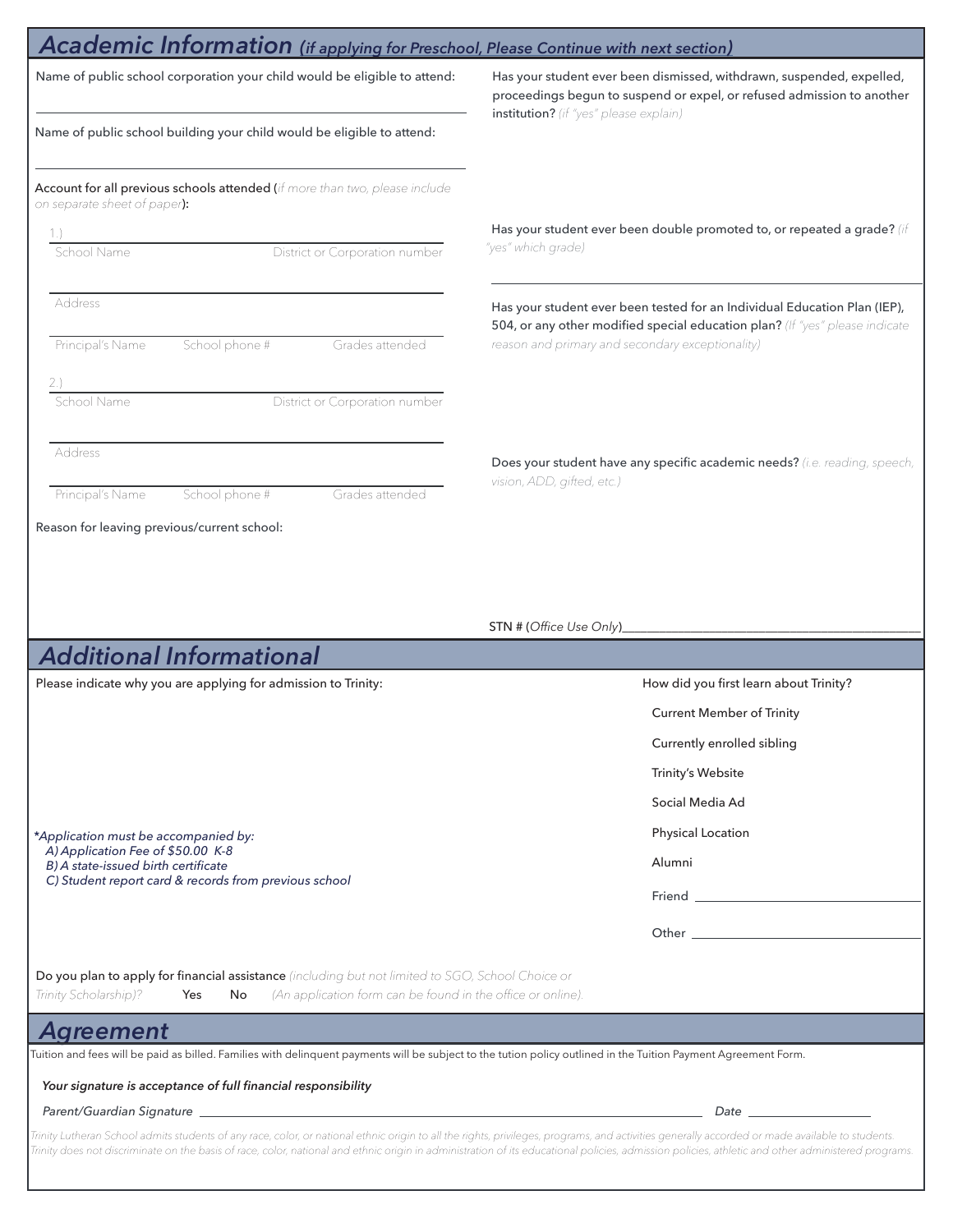## Academic Information *(if applying for Preschool, Please Continue with next section)*

Name of public school corporation your child would be eligible to attend:

Name of public school building your child would be eligible to attend:

Account for all previous schools attended (*if more than two, please include on separate sheet of paper*):

1.)
School Name — District or Corporation number

Address

Principal's Name — School phone # — Grades attended

2.)
School Name — District or Corporation number

Address

Principal's Name — School phone # — Grades attended

Reason for leaving previous/current school:

Has your student ever been dismissed, withdrawn, suspended, expelled, proceedings begun to suspend or expel, or refused admission to another institution? *(if "yes" please explain)*

Has your student ever been double promoted to, or repeated a grade? *(if "yes" which grade)*

Has your student ever been tested for an Individual Education Plan (IEP), 504, or any other modified special education plan? *(If "yes" please indicate reason and primary and secondary exceptionality)*

Does your student have any specific academic needs? *(i.e. reading, speech, vision, ADD, gifted, etc.)*

STN # (*Office Use Only*)

## Additional Informational

Please indicate why you are applying for admission to Trinity:

*\*Application must be accompanied by:*
*A) Application Fee of $50.00 K-8*
*B) A state-issued birth certificate*
*C) Student report card & records from previous school*

How did you first learn about Trinity?

- Current Member of Trinity
- Currently enrolled sibling
- Trinity's Website
- Social Media Ad
- Physical Location
- Alumni
- Friend
- Other

Do you plan to apply for financial assistance *(including but not limited to SGO, School Choice or Trinity Scholarship)?* Yes No *(An application form can be found in the office or online).*

## Agreement

Tuition and fees will be paid as billed. Families with delinquent payments will be subject to the tution policy outlined in the Tuition Payment Agreement Form.

***Your signature is acceptance of full financial responsibility***

*Parent/Guardian Signature* *Date*

*Trinity Lutheran School admits students of any race, color, or national ethnic origin to all the rights, privileges, programs, and activities generally accorded or made available to students. Trinity does not discriminate on the basis of race, color, national and ethnic origin in administration of its educational policies, admission policies, athletic and other administered programs.*